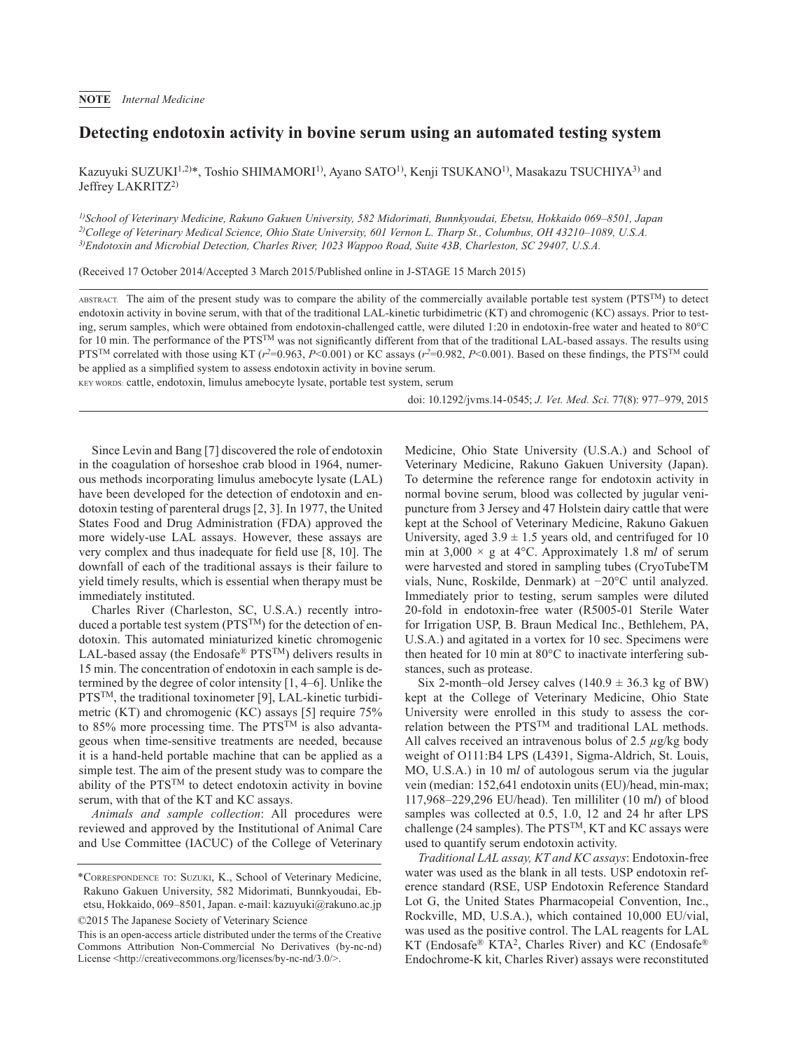NOTE *Internal Medicine*

# Detecting endotoxin activity in bovine serum using an automated testing system

Kazuyuki SUZUKI[1,2]*, Toshio SHIMAMORI[1], Ayano SATO[1], Kenji TSUKANO[1], Masakazu TSUCHIYA[3] and Jeffrey LAKRITZ[2]

[1] *School of Veterinary Medicine, Rakuno Gakuen University, 582 Midorimati, Bunnkyoudai, Ebetsu, Hokkaido 069–8501, Japan*
[2] *College of Veterinary Medical Science, Ohio State University, 601 Vernon L. Tharp St., Columbus, OH 43210–1089, U.S.A.*
[3] *Endotoxin and Microbial Detection, Charles River, 1023 Wappoo Road, Suite 43B, Charleston, SC 29407, U.S.A.*

(Received 17 October 2014/Accepted 3 March 2015/Published online in J-STAGE 15 March 2015)

ABSTRACT. The aim of the present study was to compare the ability of the commercially available portable test system (PTS™) to detect endotoxin activity in bovine serum, with that of the traditional LAL-kinetic turbidimetric (KT) and chromogenic (KC) assays. Prior to testing, serum samples, which were obtained from endotoxin-challenged cattle, were diluted 1:20 in endotoxin-free water and heated to 80°C for 10 min. The performance of the PTS™ was not significantly different from that of the traditional LAL-based assays. The results using PTS™ correlated with those using KT ($r^2$=0.963, $P$<0.001) or KC assays ($r^2$=0.982, $P$<0.001). Based on these findings, the PTS™ could be applied as a simplified system to assess endotoxin activity in bovine serum.

KEY WORDS: cattle, endotoxin, limulus amebocyte lysate, portable test system, serum

doi: 10.1292/jvms.14-0545; *J. Vet. Med. Sci.* 77(8): 977–979, 2015

Since Levin and Bang [7] discovered the role of endotoxin in the coagulation of horseshoe crab blood in 1964, numerous methods incorporating limulus amebocyte lysate (LAL) have been developed for the detection of endotoxin and endotoxin testing of parenteral drugs [2, 3]. In 1977, the United States Food and Drug Administration (FDA) approved the more widely-use LAL assays. However, these assays are very complex and thus inadequate for field use [8, 10]. The downfall of each of the traditional assays is their failure to yield timely results, which is essential when therapy must be immediately instituted.

Charles River (Charleston, SC, U.S.A.) recently introduced a portable test system (PTS™) for the detection of endotoxin. This automated miniaturized kinetic chromogenic LAL-based assay (the Endosafe® PTS™) delivers results in 15 min. The concentration of endotoxin in each sample is determined by the degree of color intensity [1, 4–6]. Unlike the PTS™, the traditional toxinometer [9], LAL-kinetic turbidimetric (KT) and chromogenic (KC) assays [5] require 75% to 85% more processing time. The PTS™ is also advantageous when time-sensitive treatments are needed, because it is a hand-held portable machine that can be applied as a simple test. The aim of the present study was to compare the ability of the PTS™ to detect endotoxin activity in bovine serum, with that of the KT and KC assays.

*Animals and sample collection*: All procedures were reviewed and approved by the Institutional of Animal Care and Use Committee (IACUC) of the College of Veterinary Medicine, Ohio State University (U.S.A.) and School of Veterinary Medicine, Rakuno Gakuen University (Japan). To determine the reference range for endotoxin activity in normal bovine serum, blood was collected by jugular venipuncture from 3 Jersey and 47 Holstein dairy cattle that were kept at the School of Veterinary Medicine, Rakuno Gakuen University, aged 3.9 ± 1.5 years old, and centrifuged for 10 min at 3,000 × g at 4°C. Approximately 1.8 m*l* of serum were harvested and stored in sampling tubes (CryoTubeTM vials, Nunc, Roskilde, Denmark) at −20°C until analyzed. Immediately prior to testing, serum samples were diluted 20-fold in endotoxin-free water (R5005-01 Sterile Water for Irrigation USP, B. Braun Medical Inc., Bethlehem, PA, U.S.A.) and agitated in a vortex for 10 sec. Specimens were then heated for 10 min at 80°C to inactivate interfering substances, such as protease.

Six 2-month–old Jersey calves (140.9 ± 36.3 kg of BW) kept at the College of Veterinary Medicine, Ohio State University were enrolled in this study to assess the correlation between the PTS™ and traditional LAL methods. All calves received an intravenous bolus of 2.5 $\mu$g/kg body weight of O111:B4 LPS (L4391, Sigma-Aldrich, St. Louis, MO, U.S.A.) in 10 m*l* of autologous serum via the jugular vein (median: 152,641 endotoxin units (EU)/head, min-max; 117,968–229,296 EU/head). Ten milliliter (10 m*l*) of blood samples was collected at 0.5, 1.0, 12 and 24 hr after LPS challenge (24 samples). The PTS™, KT and KC assays were used to quantify serum endotoxin activity.

*Traditional LAL assay, KT and KC assays*: Endotoxin-free water was used as the blank in all tests. USP endotoxin reference standard (RSE, USP Endotoxin Reference Standard Lot G, the United States Pharmacopeial Convention, Inc., Rockville, MD, U.S.A.), which contained 10,000 EU/vial, was used as the positive control. The LAL reagents for LAL KT (Endosafe® KTA², Charles River) and KC (Endosafe® Endochrome-K kit, Charles River) assays were reconstituted

*CORRESPONDENCE TO: SUZUKI, K., School of Veterinary Medicine, Rakuno Gakuen University, 582 Midorimati, Bunnkyoudai, Ebetsu, Hokkaido, 069–8501, Japan. e-mail: kazuyuki@rakuno.ac.jp

©2015 The Japanese Society of Veterinary Science

This is an open-access article distributed under the terms of the Creative Commons Attribution Non-Commercial No Derivatives (by-nc-nd) License <http://creativecommons.org/licenses/by-nc-nd/3.0/>.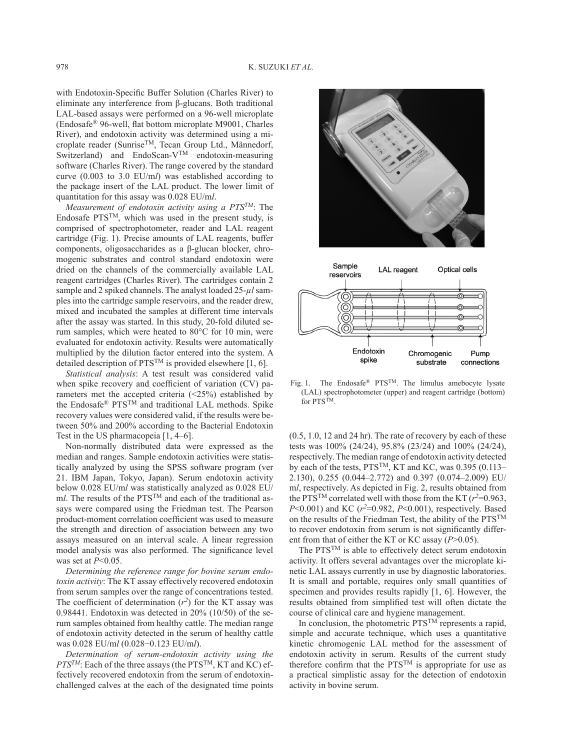with Endotoxin-Specific Buffer Solution (Charles River) to eliminate any interference from β-glucans. Both traditional LAL-based assays were performed on a 96-well microplate (Endosafe® 96-well, flat bottom microplate M9001, Charles River), and endotoxin activity was determined using a microplate reader (Sunrise™, Tecan Group Ltd., Männedorf, Switzerland) and EndoScan-V™ endotoxin-measuring software (Charles River). The range covered by the standard curve (0.003 to 3.0 EU/m*l*) was established according to the package insert of the LAL product. The lower limit of quantitation for this assay was 0.028 EU/m*l*.

*Measurement of endotoxin activity using a PTS™*: The Endosafe PTS™, which was used in the present study, is comprised of spectrophotometer, reader and LAL reagent cartridge (Fig. 1). Precise amounts of LAL reagents, buffer components, oligosaccharides as a β-glucan blocker, chromogenic substrates and control standard endotoxin were dried on the channels of the commercially available LAL reagent cartridges (Charles River). The cartridges contain 2 sample and 2 spiked channels. The analyst loaded 25-$\mu l$ samples into the cartridge sample reservoirs, and the reader drew, mixed and incubated the samples at different time intervals after the assay was started. In this study, 20-fold diluted serum samples, which were heated to 80°C for 10 min, were evaluated for endotoxin activity. Results were automatically multiplied by the dilution factor entered into the system. A detailed description of PTS™ is provided elsewhere [1, 6].

*Statistical analysis*: A test result was considered valid when spike recovery and coefficient of variation (CV) parameters met the accepted criteria (<25%) established by the Endosafe® PTS™ and traditional LAL methods. Spike recovery values were considered valid, if the results were between 50% and 200% according to the Bacterial Endotoxin Test in the US pharmacopeia [1, 4–6].

Non-normally distributed data were expressed as the median and ranges. Sample endotoxin activities were statistically analyzed by using the SPSS software program (ver 21. IBM Japan, Tokyo, Japan). Serum endotoxin activity below 0.028 EU/m*l* was statistically analyzed as 0.028 EU/m*l*. The results of the PTS™ and each of the traditional assays were compared using the Friedman test. The Pearson product-moment correlation coefficient was used to measure the strength and direction of association between any two assays measured on an interval scale. A linear regression model analysis was also performed. The significance level was set at $P$<0.05.

*Determining the reference range for bovine serum endotoxin activity*: The KT assay effectively recovered endotoxin from serum samples over the range of concentrations tested. The coefficient of determination ($r^2$) for the KT assay was 0.98441. Endotoxin was detected in 20% (10/50) of the serum samples obtained from healthy cattle. The median range of endotoxin activity detected in the serum of healthy cattle was 0.028 EU/m*l* (0.028−0.123 EU/m*l*).

*Determination of serum-endotoxin activity using the PTS™*: Each of the three assays (the PTS™, KT and KC) effectively recovered endotoxin from the serum of endotoxin-challenged calves at the each of the designated time points (0.5, 1.0, 12 and 24 hr). The rate of recovery by each of these tests was 100% (24/24), 95.8% (23/24) and 100% (24/24), respectively. The median range of endotoxin activity detected by each of the tests, PTS™, KT and KC, was 0.395 (0.113–2.130), 0.255 (0.044–2.772) and 0.397 (0.074–2.009) EU/m*l*, respectively. As depicted in Fig. 2, results obtained from the PTS™ correlated well with those from the KT ($r^2$=0.963, $P$<0.001) and KC ($r^2$=0.982, $P$<0.001), respectively. Based on the results of the Friedman Test, the ability of the PTS™ to recover endotoxin from serum is not significantly different from that of either the KT or KC assay ($P$>0.05).

The PTS™ is able to effectively detect serum endotoxin activity. It offers several advantages over the microplate kinetic LAL assays currently in use by diagnostic laboratories. It is small and portable, requires only small quantities of specimen and provides results rapidly [1, 6]. However, the results obtained from simplified test will often dictate the course of clinical care and hygiene management.

In conclusion, the photometric PTS™ represents a rapid, simple and accurate technique, which uses a quantitative kinetic chromogenic LAL method for the assessment of endotoxin activity in serum. Results of the current study therefore confirm that the PTS™ is appropriate for use as a practical simplistic assay for the detection of endotoxin activity in bovine serum.

Fig. 1. The Endosafe® PTS™. The limulus amebocyte lysate (LAL) spectrophotometer (upper) and reagent cartridge (bottom) for PTS™.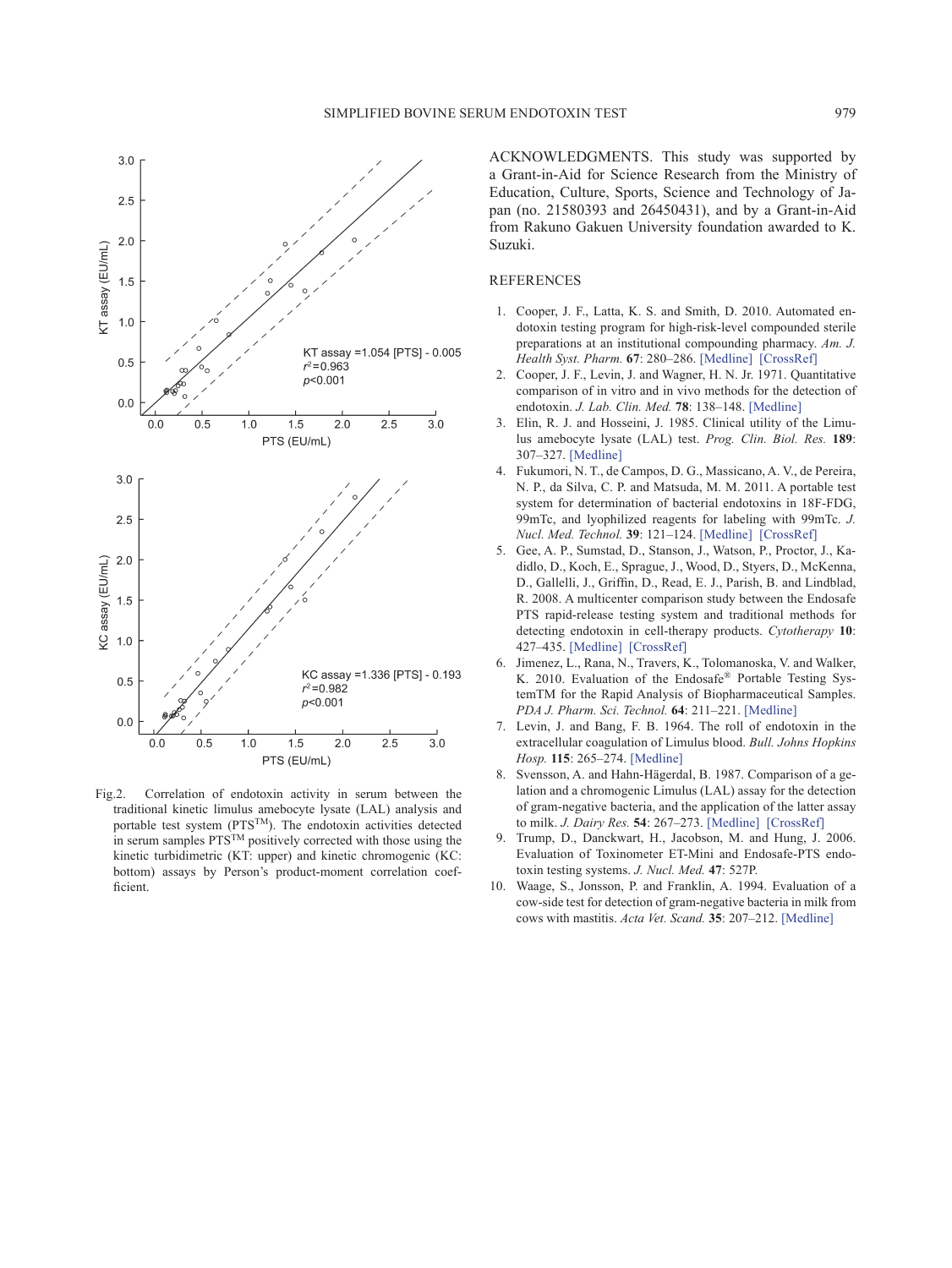KT assay (EU/mL)

3.0
2.5
2.0
1.5
1.0
0.5
0.0

0.0 0.5 1.0 1.5 2.0 2.5 3.0

PTS (EU/mL)

KT assay =1.054 [PTS] - 0.005
$r^2$=0.963
$p$<0.001

KC assay (EU/mL)

3.0
2.5
2.0
1.5
1.0
0.5
0.0

0.0 0.5 1.0 1.5 2.0 2.5 3.0

PTS (EU/mL)

KC assay =1.336 [PTS] - 0.193
$r^2$=0.982
$p$<0.001

Fig.2. Correlation of endotoxin activity in serum between the traditional kinetic limulus amebocyte lysate (LAL) analysis and portable test system (PTS$^{TM}$). The endotoxin activities detected in serum samples PTS$^{TM}$ positively corrected with those using the kinetic turbidimetric (KT: upper) and kinetic chromogenic (KC: bottom) assays by Person's product-moment correlation coefficient.

ACKNOWLEDGMENTS. This study was supported by a Grant-in-Aid for Science Research from the Ministry of Education, Culture, Sports, Science and Technology of Japan (no. 21580393 and 26450431), and by a Grant-in-Aid from Rakuno Gakuen University foundation awarded to K. Suzuki.

## REFERENCES

1. Cooper, J. F., Latta, K. S. and Smith, D. 2010. Automated endotoxin testing program for high-risk-level compounded sterile preparations at an institutional compounding pharmacy. *Am. J. Health Syst. Pharm.* **67**: 280–286. [Medline] [CrossRef]
2. Cooper, J. F., Levin, J. and Wagner, H. N. Jr. 1971. Quantitative comparison of in vitro and in vivo methods for the detection of endotoxin. *J. Lab. Clin. Med.* **78**: 138–148. [Medline]
3. Elin, R. J. and Hosseini, J. 1985. Clinical utility of the Limulus amebocyte lysate (LAL) test. *Prog. Clin. Biol. Res.* **189**: 307–327. [Medline]
4. Fukumori, N. T., de Campos, D. G., Massicano, A. V., de Pereira, N. P., da Silva, C. P. and Matsuda, M. M. 2011. A portable test system for determination of bacterial endotoxins in 18F-FDG, 99mTc, and lyophilized reagents for labeling with 99mTc. *J. Nucl. Med. Technol.* **39**: 121–124. [Medline] [CrossRef]
5. Gee, A. P., Sumstad, D., Stanson, J., Watson, P., Proctor, J., Kadidlo, D., Koch, E., Sprague, J., Wood, D., Styers, D., McKenna, D., Gallelli, J., Griffin, D., Read, E. J., Parish, B. and Lindblad, R. 2008. A multicenter comparison study between the Endosafe PTS rapid-release testing system and traditional methods for detecting endotoxin in cell-therapy products. *Cytotherapy* **10**: 427–435. [Medline] [CrossRef]
6. Jimenez, L., Rana, N., Travers, K., Tolomanoska, V. and Walker, K. 2010. Evaluation of the Endosafe® Portable Testing SystemTM for the Rapid Analysis of Biopharmaceutical Samples. *PDA J. Pharm. Sci. Technol.* **64**: 211–221. [Medline]
7. Levin, J. and Bang, F. B. 1964. The roll of endotoxin in the extracellular coagulation of Limulus blood. *Bull. Johns Hopkins Hosp.* **115**: 265–274. [Medline]
8. Svensson, A. and Hahn-Hägerdal, B. 1987. Comparison of a gelation and a chromogenic Limulus (LAL) assay for the detection of gram-negative bacteria, and the application of the latter assay to milk. *J. Dairy Res.* **54**: 267–273. [Medline] [CrossRef]
9. Trump, D., Danckwart, H., Jacobson, M. and Hung, J. 2006. Evaluation of Toxinometer ET-Mini and Endosafe-PTS endotoxin testing systems. *J. Nucl. Med.* **47**: 527P.
10. Waage, S., Jonsson, P. and Franklin, A. 1994. Evaluation of a cow-side test for detection of gram-negative bacteria in milk from cows with mastitis. *Acta Vet. Scand.* **35**: 207–212. [Medline]